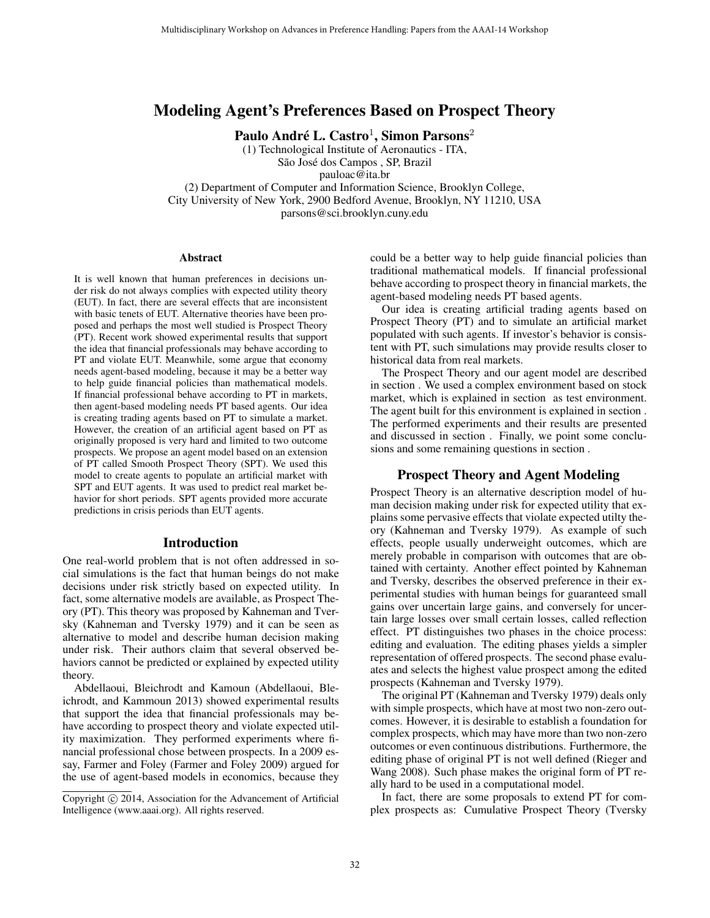# Modeling Agent's Preferences Based on Prospect Theory

**Paulo André L. Castro[1], Simon Parsons[2]**

(1) Technological Institute of Aeronautics - ITA,
São José dos Campos , SP, Brazil
pauloac@ita.br
(2) Department of Computer and Information Science, Brooklyn College,
City University of New York, 2900 Bedford Avenue, Brooklyn, NY 11210, USA
parsons@sci.brooklyn.cuny.edu

## Abstract

It is well known that human preferences in decisions under risk do not always complies with expected utility theory (EUT). In fact, there are several effects that are inconsistent with basic tenets of EUT. Alternative theories have been proposed and perhaps the most well studied is Prospect Theory (PT). Recent work showed experimental results that support the idea that financial professionals may behave according to PT and violate EUT. Meanwhile, some argue that economy needs agent-based modeling, because it may be a better way to help guide financial policies than mathematical models. If financial professional behave according to PT in markets, then agent-based modeling needs PT based agents. Our idea is creating trading agents based on PT to simulate a market. However, the creation of an artificial agent based on PT as originally proposed is very hard and limited to two outcome prospects. We propose an agent model based on an extension of PT called Smooth Prospect Theory (SPT). We used this model to create agents to populate an artificial market with SPT and EUT agents. It was used to predict real market behavior for short periods. SPT agents provided more accurate predictions in crisis periods than EUT agents.

## Introduction

One real-world problem that is not often addressed in social simulations is the fact that human beings do not make decisions under risk strictly based on expected utility. In fact, some alternative models are available, as Prospect Theory (PT). This theory was proposed by Kahneman and Tversky (Kahneman and Tversky 1979) and it can be seen as alternative to model and describe human decision making under risk. Their authors claim that several observed behaviors cannot be predicted or explained by expected utility theory.

Abdellaoui, Bleichrodt and Kamoun (Abdellaoui, Bleichrodt, and Kammoun 2013) showed experimental results that support the idea that financial professionals may behave according to prospect theory and violate expected utility maximization. They performed experiments where financial professional chose between prospects. In a 2009 essay, Farmer and Foley (Farmer and Foley 2009) argued for the use of agent-based models in economics, because they could be a better way to help guide financial policies than traditional mathematical models. If financial professional behave according to prospect theory in financial markets, the agent-based modeling needs PT based agents.

Our idea is creating artificial trading agents based on Prospect Theory (PT) and to simulate an artificial market populated with such agents. If investor's behavior is consistent with PT, such simulations may provide results closer to historical data from real markets.

The Prospect Theory and our agent model are described in section . We used a complex environment based on stock market, which is explained in section as test environment. The agent built for this environment is explained in section . The performed experiments and their results are presented and discussed in section . Finally, we point some conclusions and some remaining questions in section .

## Prospect Theory and Agent Modeling

Prospect Theory is an alternative description model of human decision making under risk for expected utility that explains some pervasive effects that violate expected utilty theory (Kahneman and Tversky 1979). As example of such effects, people usually underweight outcomes, which are merely probable in comparison with outcomes that are obtained with certainty. Another effect pointed by Kahneman and Tversky, describes the observed preference in their experimental studies with human beings for guaranteed small gains over uncertain large gains, and conversely for uncertain large losses over small certain losses, called reflection effect. PT distinguishes two phases in the choice process: editing and evaluation. The editing phases yields a simpler representation of offered prospects. The second phase evaluates and selects the highest value prospect among the edited prospects (Kahneman and Tversky 1979).

The original PT (Kahneman and Tversky 1979) deals only with simple prospects, which have at most two non-zero outcomes. However, it is desirable to establish a foundation for complex prospects, which may have more than two non-zero outcomes or even continuous distributions. Furthermore, the editing phase of original PT is not well defined (Rieger and Wang 2008). Such phase makes the original form of PT really hard to be used in a computational model.

In fact, there are some proposals to extend PT for complex prospects as: Cumulative Prospect Theory (Tversky

Copyright © 2014, Association for the Advancement of Artificial Intelligence (www.aaai.org). All rights reserved.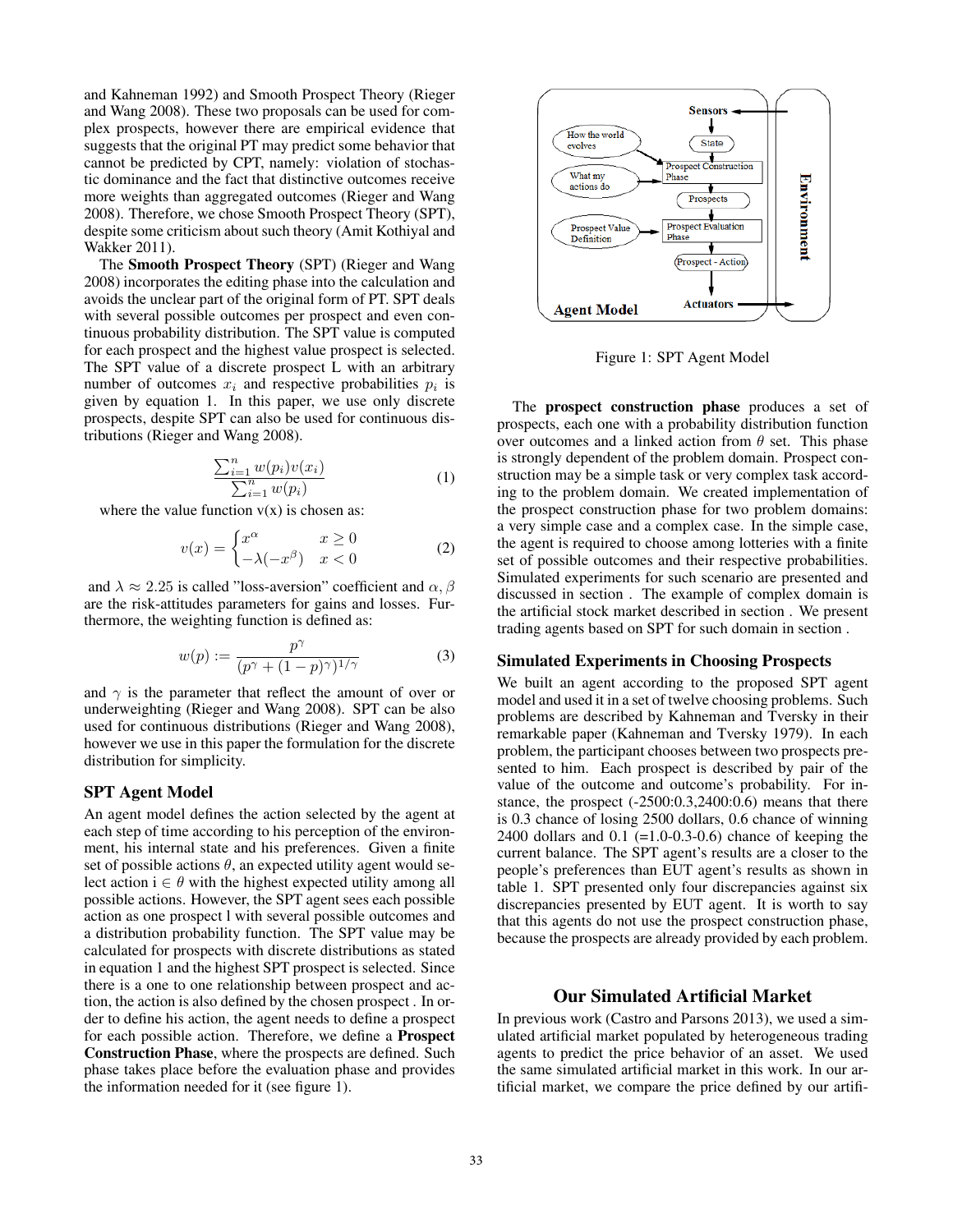and Kahneman 1992) and Smooth Prospect Theory (Rieger and Wang 2008). These two proposals can be used for complex prospects, however there are empirical evidence that suggests that the original PT may predict some behavior that cannot be predicted by CPT, namely: violation of stochastic dominance and the fact that distinctive outcomes receive more weights than aggregated outcomes (Rieger and Wang 2008). Therefore, we chose Smooth Prospect Theory (SPT), despite some criticism about such theory (Amit Kothiyal and Wakker 2011).

The **Smooth Prospect Theory** (SPT) (Rieger and Wang 2008) incorporates the editing phase into the calculation and avoids the unclear part of the original form of PT. SPT deals with several possible outcomes per prospect and even continuous probability distribution. The SPT value is computed for each prospect and the highest value prospect is selected. The SPT value of a discrete prospect L with an arbitrary number of outcomes $x_i$ and respective probabilities $p_i$ is given by equation 1. In this paper, we use only discrete prospects, despite SPT can also be used for continuous distributions (Rieger and Wang 2008).

$$\frac{\sum_{i=1}^{n} w(p_i)v(x_i)}{\sum_{i=1}^{n} w(p_i)} \quad (1)$$

where the value function v(x) is chosen as:

$$v(x) = \begin{cases} x^{\alpha} & x \geq 0 \\ -\lambda(-x^{\beta}) & x < 0 \end{cases} \quad (2)$$

and $\lambda \approx 2.25$ is called "loss-aversion" coefficient and $\alpha, \beta$ are the risk-attitudes parameters for gains and losses. Furthermore, the weighting function is defined as:

$$w(p) := \frac{p^{\gamma}}{(p^{\gamma} + (1-p)^{\gamma})^{1/\gamma}} \quad (3)$$

and $\gamma$ is the parameter that reflect the amount of over or underweighting (Rieger and Wang 2008). SPT can be also used for continuous distributions (Rieger and Wang 2008), however we use in this paper the formulation for the discrete distribution for simplicity.

## SPT Agent Model

An agent model defines the action selected by the agent at each step of time according to his perception of the environment, his internal state and his preferences. Given a finite set of possible actions $\theta$, an expected utility agent would select action i $\in \theta$ with the highest expected utility among all possible actions. However, the SPT agent sees each possible action as one prospect l with several possible outcomes and a distribution probability function. The SPT value may be calculated for prospects with discrete distributions as stated in equation 1 and the highest SPT prospect is selected. Since there is a one to one relationship between prospect and action, the action is also defined by the chosen prospect . In order to define his action, the agent needs to define a prospect for each possible action. Therefore, we define a **Prospect Construction Phase**, where the prospects are defined. Such phase takes place before the evaluation phase and provides the information needed for it (see figure 1).

Figure 1: SPT Agent Model

The **prospect construction phase** produces a set of prospects, each one with a probability distribution function over outcomes and a linked action from $\theta$ set. This phase is strongly dependent of the problem domain. Prospect construction may be a simple task or very complex task according to the problem domain. We created implementation of the prospect construction phase for two problem domains: a very simple case and a complex case. In the simple case, the agent is required to choose among lotteries with a finite set of possible outcomes and their respective probabilities. Simulated experiments for such scenario are presented and discussed in section . The example of complex domain is the artificial stock market described in section . We present trading agents based on SPT for such domain in section .

## Simulated Experiments in Choosing Prospects

We built an agent according to the proposed SPT agent model and used it in a set of twelve choosing problems. Such problems are described by Kahneman and Tversky in their remarkable paper (Kahneman and Tversky 1979). In each problem, the participant chooses between two prospects presented to him. Each prospect is described by pair of the value of the outcome and outcome's probability. For instance, the prospect (-2500:0.3,2400:0.6) means that there is 0.3 chance of losing 2500 dollars, 0.6 chance of winning 2400 dollars and 0.1 (=1.0-0.3-0.6) chance of keeping the current balance. The SPT agent's results are a closer to the people's preferences than EUT agent's results as shown in table 1. SPT presented only four discrepancies against six discrepancies presented by EUT agent. It is worth to say that this agents do not use the prospect construction phase, because the prospects are already provided by each problem.

## Our Simulated Artificial Market

In previous work (Castro and Parsons 2013), we used a simulated artificial market populated by heterogeneous trading agents to predict the price behavior of an asset. We used the same simulated artificial market in this work. In our artificial market, we compare the price defined by our artifi-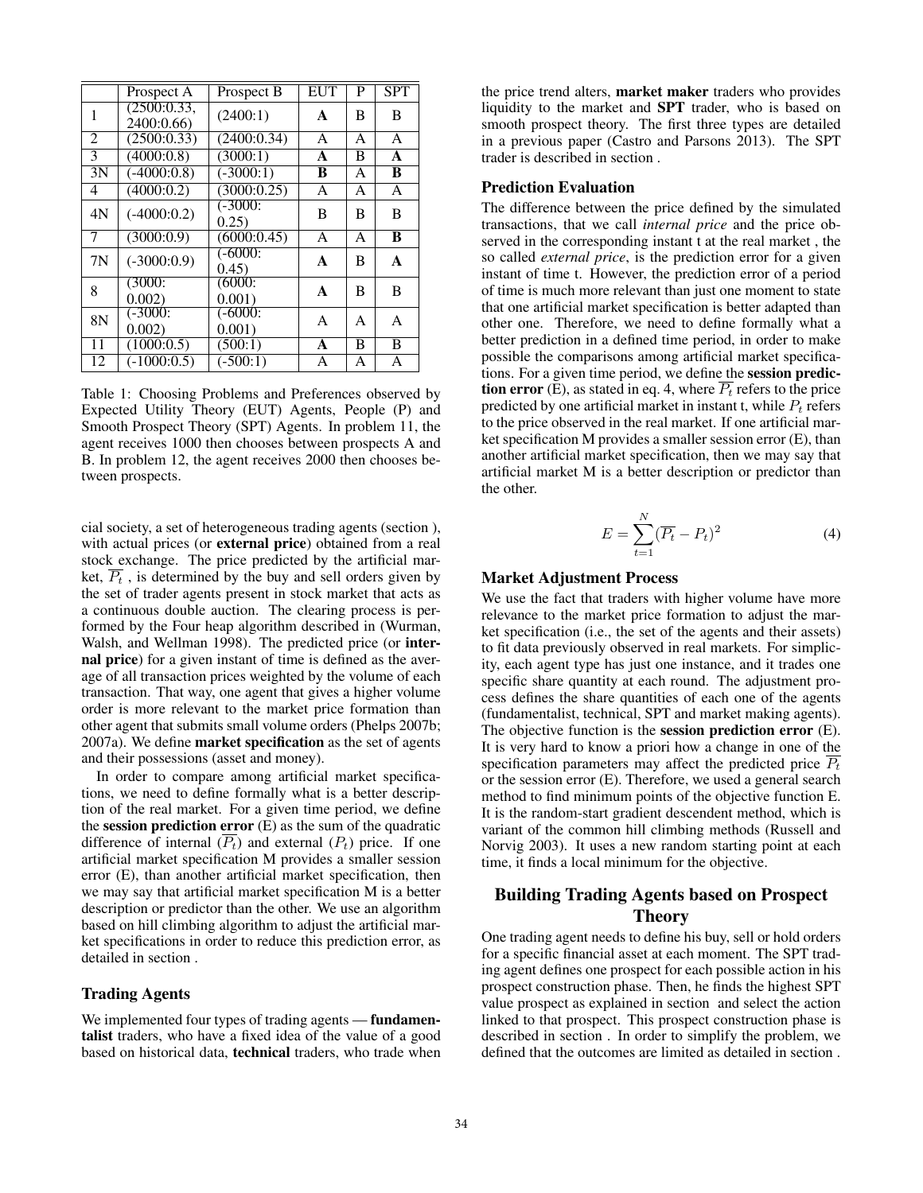|  | Prospect A | Prospect B | EUT | P | SPT |
|---|---|---|---|---|---|
| 1 | (2500:0.33, 2400:0.66) | (2400:1) | **A** | B | B |
| 2 | (2500:0.33) | (2400:0.34) | A | A | A |
| 3 | (4000:0.8) | (3000:1) | **A** | B | **A** |
| 3N | (-4000:0.8) | (-3000:1) | **B** | A | **B** |
| 4 | (4000:0.2) | (3000:0.25) | A | A | A |
| 4N | (-4000:0.2) | (-3000: 0.25) | B | B | B |
| 7 | (3000:0.9) | (6000:0.45) | A | A | **B** |
| 7N | (-3000:0.9) | (-6000: 0.45) | **A** | B | **A** |
| 8 | (3000: 0.002) | (6000: 0.001) | **A** | B | B |
| 8N | (-3000: 0.002) | (-6000: 0.001) | A | A | A |
| 11 | (1000:0.5) | (500:1) | **A** | B | B |
| 12 | (-1000:0.5) | (-500:1) | A | A | A |

Table 1: Choosing Problems and Preferences observed by Expected Utility Theory (EUT) Agents, People (P) and Smooth Prospect Theory (SPT) Agents. In problem 11, the agent receives 1000 then chooses between prospects A and B. In problem 12, the agent receives 2000 then chooses between prospects.

cial society, a set of heterogeneous trading agents (section ), with actual prices (or **external price**) obtained from a real stock exchange. The price predicted by the artificial market, $\overline{P_t}$ , is determined by the buy and sell orders given by the set of trader agents present in stock market that acts as a continuous double auction. The clearing process is performed by the Four heap algorithm described in (Wurman, Walsh, and Wellman 1998). The predicted price (or **internal price**) for a given instant of time is defined as the average of all transaction prices weighted by the volume of each transaction. That way, one agent that gives a higher volume order is more relevant to the market price formation than other agent that submits small volume orders (Phelps 2007b; 2007a). We define **market specification** as the set of agents and their possessions (asset and money).

In order to compare among artificial market specifications, we need to define formally what is a better description of the real market. For a given time period, we define the **session prediction error** (E) as the sum of the quadratic difference of internal ($\overline{P_t}$) and external ($P_t$) price. If one artificial market specification M provides a smaller session error (E), than another artificial market specification, then we may say that artificial market specification M is a better description or predictor than the other. We use an algorithm based on hill climbing algorithm to adjust the artificial market specifications in order to reduce this prediction error, as detailed in section .

### Trading Agents

We implemented four types of trading agents — **fundamentalist** traders, who have a fixed idea of the value of a good based on historical data, **technical** traders, who trade when the price trend alters, **market maker** traders who provides liquidity to the market and **SPT** trader, who is based on smooth prospect theory. The first three types are detailed in a previous paper (Castro and Parsons 2013). The SPT trader is described in section .

### Prediction Evaluation

The difference between the price defined by the simulated transactions, that we call *internal price* and the price observed in the corresponding instant t at the real market , the so called *external price*, is the prediction error for a given instant of time t. However, the prediction error of a period of time is much more relevant than just one moment to state that one artificial market specification is better adapted than other one. Therefore, we need to define formally what a better prediction in a defined time period, in order to make possible the comparisons among artificial market specifications. For a given time period, we define the **session prediction error** (E), as stated in eq. 4, where $\overline{P_t}$ refers to the price predicted by one artificial market in instant t, while $P_t$ refers to the price observed in the real market. If one artificial market specification M provides a smaller session error (E), than another artificial market specification, then we may say that artificial market M is a better description or predictor than the other.

$$E = \sum_{t=1}^{N} (\overline{P_t} - P_t)^2 \tag{4}$$

### Market Adjustment Process

We use the fact that traders with higher volume have more relevance to the market price formation to adjust the market specification (i.e., the set of the agents and their assets) to fit data previously observed in real markets. For simplicity, each agent type has just one instance, and it trades one specific share quantity at each round. The adjustment process defines the share quantities of each one of the agents (fundamentalist, technical, SPT and market making agents). The objective function is the **session prediction error** (E). It is very hard to know a priori how a change in one of the specification parameters may affect the predicted price $\overline{P_t}$ or the session error (E). Therefore, we used a general search method to find minimum points of the objective function E. It is the random-start gradient descendent method, which is variant of the common hill climbing methods (Russell and Norvig 2003). It uses a new random starting point at each time, it finds a local minimum for the objective.

## Building Trading Agents based on Prospect Theory

One trading agent needs to define his buy, sell or hold orders for a specific financial asset at each moment. The SPT trading agent defines one prospect for each possible action in his prospect construction phase. Then, he finds the highest SPT value prospect as explained in section and select the action linked to that prospect. This prospect construction phase is described in section . In order to simplify the problem, we defined that the outcomes are limited as detailed in section .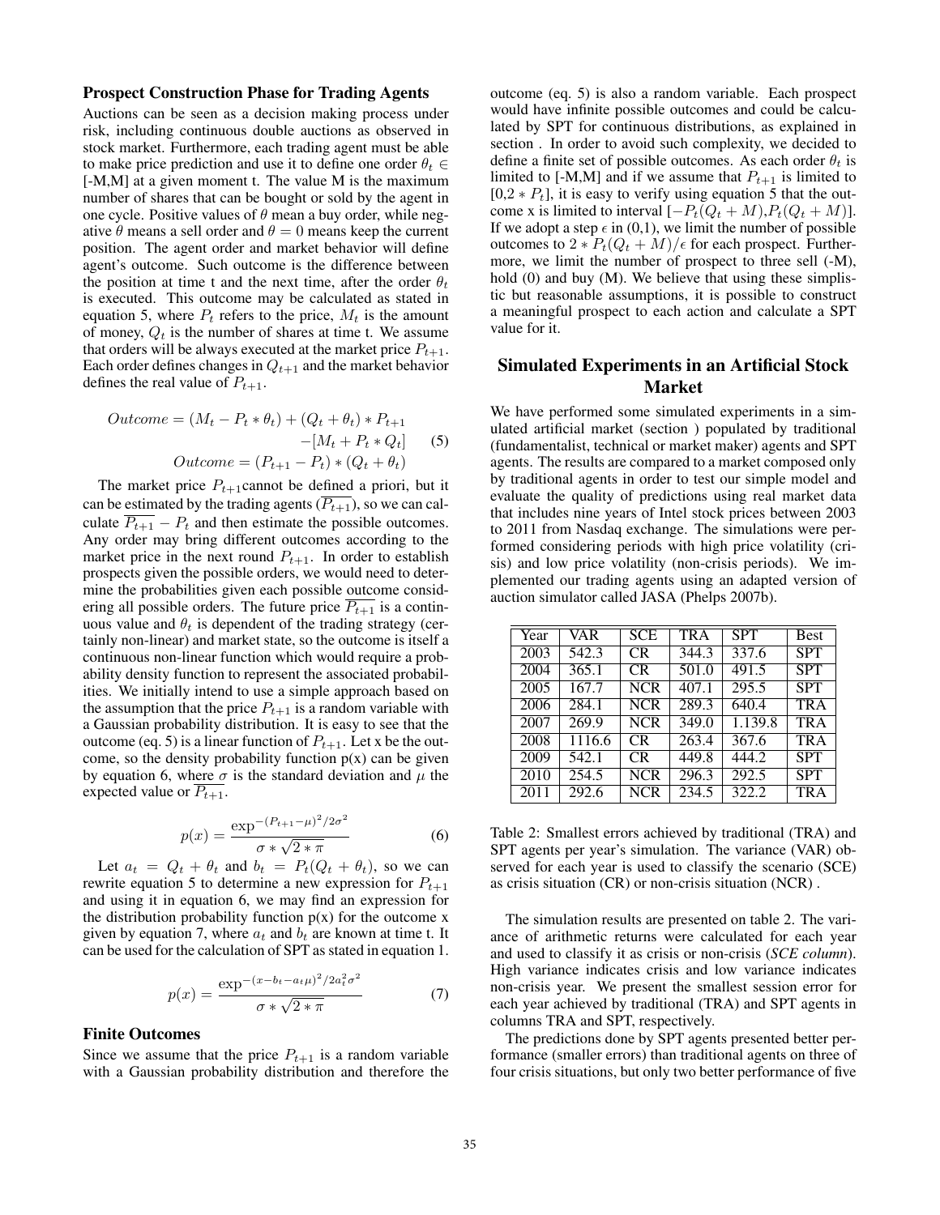### Prospect Construction Phase for Trading Agents

Auctions can be seen as a decision making process under risk, including continuous double auctions as observed in stock market. Furthermore, each trading agent must be able to make price prediction and use it to define one order $\theta_t \in$ [-M,M] at a given moment t. The value M is the maximum number of shares that can be bought or sold by the agent in one cycle. Positive values of $\theta$ mean a buy order, while negative $\theta$ means a sell order and $\theta = 0$ means keep the current position. The agent order and market behavior will define agent's outcome. Such outcome is the difference between the position at time t and the next time, after the order $\theta_t$ is executed. This outcome may be calculated as stated in equation 5, where $P_t$ refers to the price, $M_t$ is the amount of money, $Q_t$ is the number of shares at time t. We assume that orders will be always executed at the market price $P_{t+1}$. Each order defines changes in $Q_{t+1}$ and the market behavior defines the real value of $P_{t+1}$.

$$Outcome = (M_t - P_t * \theta_t) + (Q_t + \theta_t) * P_{t+1} - [M_t + P_t * Q_t] \tag{5}$$
$$Outcome = (P_{t+1} - P_t) * (Q_t + \theta_t)$$

The market price $P_{t+1}$cannot be defined a priori, but it can be estimated by the trading agents ($\overline{P_{t+1}}$), so we can calculate $\overline{P_{t+1}} - P_t$ and then estimate the possible outcomes. Any order may bring different outcomes according to the market price in the next round $P_{t+1}$. In order to establish prospects given the possible orders, we would need to determine the probabilities given each possible outcome considering all possible orders. The future price $\overline{P_{t+1}}$ is a continuous value and $\theta_t$ is dependent of the trading strategy (certainly non-linear) and market state, so the outcome is itself a continuous non-linear function which would require a probability density function to represent the associated probabilities. We initially intend to use a simple approach based on the assumption that the price $P_{t+1}$ is a random variable with a Gaussian probability distribution. It is easy to see that the outcome (eq. 5) is a linear function of $P_{t+1}$. Let x be the outcome, so the density probability function p(x) can be given by equation 6, where $\sigma$ is the standard deviation and $\mu$ the expected value or $\overline{P_{t+1}}$.

$$p(x) = \frac{\exp^{-(P_{t+1}-\mu)^2/2\sigma^2}}{\sigma * \sqrt{2 * \pi}} \tag{6}$$

Let $a_t = Q_t + \theta_t$ and $b_t = P_t(Q_t + \theta_t)$, so we can rewrite equation 5 to determine a new expression for $P_{t+1}$ and using it in equation 6, we may find an expression for the distribution probability function p(x) for the outcome x given by equation 7, where $a_t$ and $b_t$ are known at time t. It can be used for the calculation of SPT as stated in equation 1.

$$p(x) = \frac{\exp^{-(x-b_t-a_t\mu)^2/2a_t^2\sigma^2}}{\sigma * \sqrt{2 * \pi}} \tag{7}$$

### Finite Outcomes

Since we assume that the price $P_{t+1}$ is a random variable with a Gaussian probability distribution and therefore the outcome (eq. 5) is also a random variable. Each prospect would have infinite possible outcomes and could be calculated by SPT for continuous distributions, as explained in section . In order to avoid such complexity, we decided to define a finite set of possible outcomes. As each order $\theta_t$ is limited to [-M,M] and if we assume that $P_{t+1}$ is limited to $[0, 2 * P_t]$, it is easy to verify using equation 5 that the outcome x is limited to interval $[-P_t(Q_t + M), P_t(Q_t + M)]$. If we adopt a step $\epsilon$ in (0,1), we limit the number of possible outcomes to $2 * P_t(Q_t + M)/\epsilon$ for each prospect. Furthermore, we limit the number of prospect to three sell (-M), hold (0) and buy (M). We believe that using these simplistic but reasonable assumptions, it is possible to construct a meaningful prospect to each action and calculate a SPT value for it.

## Simulated Experiments in an Artificial Stock Market

We have performed some simulated experiments in a simulated artificial market (section ) populated by traditional (fundamentalist, technical or market maker) agents and SPT agents. The results are compared to a market composed only by traditional agents in order to test our simple model and evaluate the quality of predictions using real market data that includes nine years of Intel stock prices between 2003 to 2011 from Nasdaq exchange. The simulations were performed considering periods with high price volatility (crisis) and low price volatility (non-crisis periods). We implemented our trading agents using an adapted version of auction simulator called JASA (Phelps 2007b).

| Year | VAR | SCE | TRA | SPT | Best |
|---|---|---|---|---|---|
| 2003 | 542.3 | CR | 344.3 | 337.6 | SPT |
| 2004 | 365.1 | CR | 501.0 | 491.5 | SPT |
| 2005 | 167.7 | NCR | 407.1 | 295.5 | SPT |
| 2006 | 284.1 | NCR | 289.3 | 640.4 | TRA |
| 2007 | 269.9 | NCR | 349.0 | 1.139.8 | TRA |
| 2008 | 1116.6 | CR | 263.4 | 367.6 | TRA |
| 2009 | 542.1 | CR | 449.8 | 444.2 | SPT |
| 2010 | 254.5 | NCR | 296.3 | 292.5 | SPT |
| 2011 | 292.6 | NCR | 234.5 | 322.2 | TRA |

Table 2: Smallest errors achieved by traditional (TRA) and SPT agents per year's simulation. The variance (VAR) observed for each year is used to classify the scenario (SCE) as crisis situation (CR) or non-crisis situation (NCR) .

The simulation results are presented on table 2. The variance of arithmetic returns were calculated for each year and used to classify it as crisis or non-crisis (*SCE column*). High variance indicates crisis and low variance indicates non-crisis year. We present the smallest session error for each year achieved by traditional (TRA) and SPT agents in columns TRA and SPT, respectively.

The predictions done by SPT agents presented better performance (smaller errors) than traditional agents on three of four crisis situations, but only two better performance of five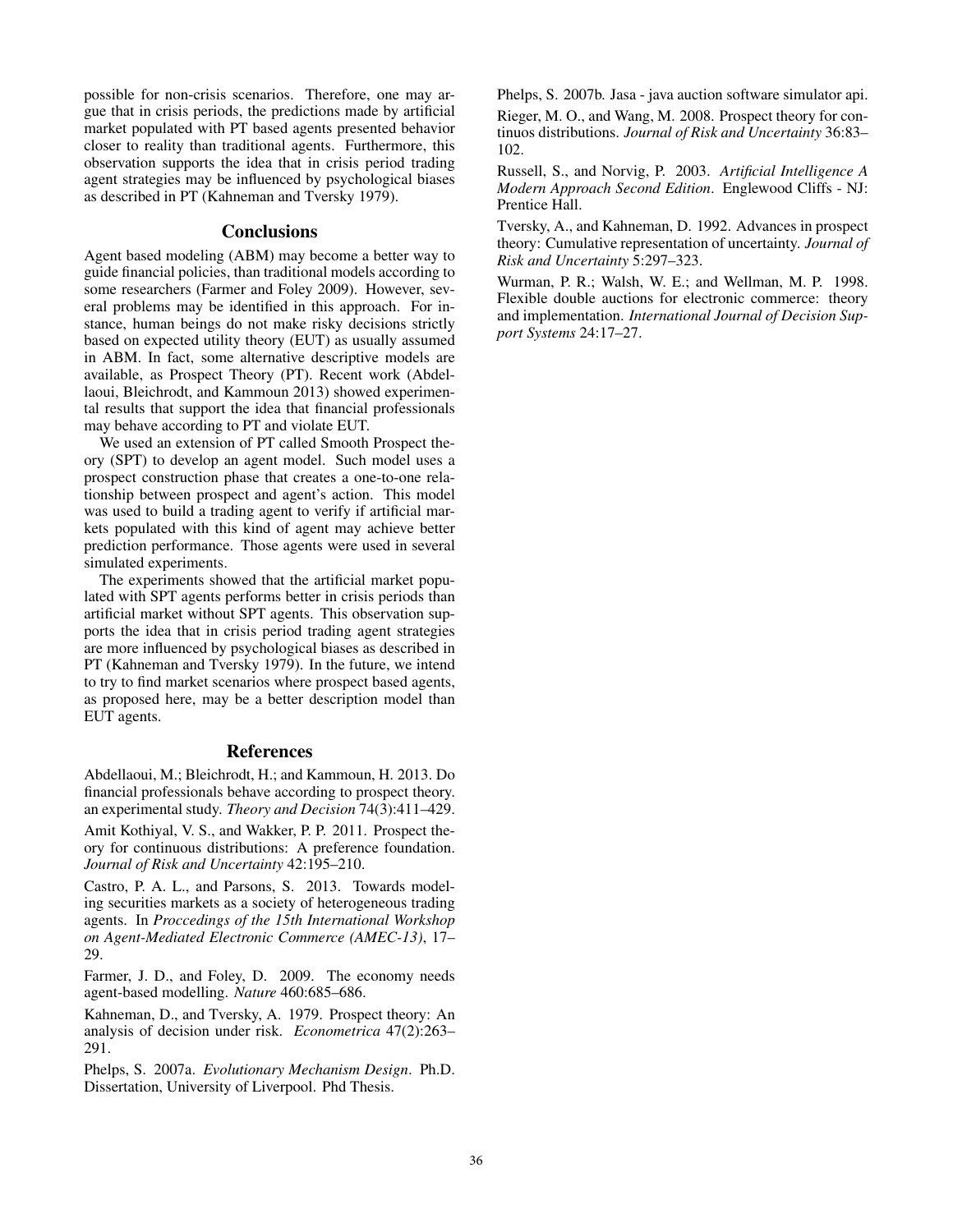possible for non-crisis scenarios. Therefore, one may argue that in crisis periods, the predictions made by artificial market populated with PT based agents presented behavior closer to reality than traditional agents. Furthermore, this observation supports the idea that in crisis period trading agent strategies may be influenced by psychological biases as described in PT (Kahneman and Tversky 1979).

## Conclusions

Agent based modeling (ABM) may become a better way to guide financial policies, than traditional models according to some researchers (Farmer and Foley 2009). However, several problems may be identified in this approach. For instance, human beings do not make risky decisions strictly based on expected utility theory (EUT) as usually assumed in ABM. In fact, some alternative descriptive models are available, as Prospect Theory (PT). Recent work (Abdellaoui, Bleichrodt, and Kammoun 2013) showed experimental results that support the idea that financial professionals may behave according to PT and violate EUT.

We used an extension of PT called Smooth Prospect theory (SPT) to develop an agent model. Such model uses a prospect construction phase that creates a one-to-one relationship between prospect and agent's action. This model was used to build a trading agent to verify if artificial markets populated with this kind of agent may achieve better prediction performance. Those agents were used in several simulated experiments.

The experiments showed that the artificial market populated with SPT agents performs better in crisis periods than artificial market without SPT agents. This observation supports the idea that in crisis period trading agent strategies are more influenced by psychological biases as described in PT (Kahneman and Tversky 1979). In the future, we intend to try to find market scenarios where prospect based agents, as proposed here, may be a better description model than EUT agents.

## References

Abdellaoui, M.; Bleichrodt, H.; and Kammoun, H. 2013. Do financial professionals behave according to prospect theory. an experimental study. *Theory and Decision* 74(3):411–429.

Amit Kothiyal, V. S., and Wakker, P. P. 2011. Prospect theory for continuous distributions: A preference foundation. *Journal of Risk and Uncertainty* 42:195–210.

Castro, P. A. L., and Parsons, S. 2013. Towards modeling securities markets as a society of heterogeneous trading agents. In *Proccedings of the 15th International Workshop on Agent-Mediated Electronic Commerce (AMEC-13)*, 17–29.

Farmer, J. D., and Foley, D. 2009. The economy needs agent-based modelling. *Nature* 460:685–686.

Kahneman, D., and Tversky, A. 1979. Prospect theory: An analysis of decision under risk. *Econometrica* 47(2):263–291.

Phelps, S. 2007a. *Evolutionary Mechanism Design*. Ph.D. Dissertation, University of Liverpool. Phd Thesis.

Phelps, S. 2007b. Jasa - java auction software simulator api.

Rieger, M. O., and Wang, M. 2008. Prospect theory for continuos distributions. *Journal of Risk and Uncertainty* 36:83–102.

Russell, S., and Norvig, P. 2003. *Artificial Intelligence A Modern Approach Second Edition*. Englewood Cliffs - NJ: Prentice Hall.

Tversky, A., and Kahneman, D. 1992. Advances in prospect theory: Cumulative representation of uncertainty. *Journal of Risk and Uncertainty* 5:297–323.

Wurman, P. R.; Walsh, W. E.; and Wellman, M. P. 1998. Flexible double auctions for electronic commerce: theory and implementation. *International Journal of Decision Support Systems* 24:17–27.